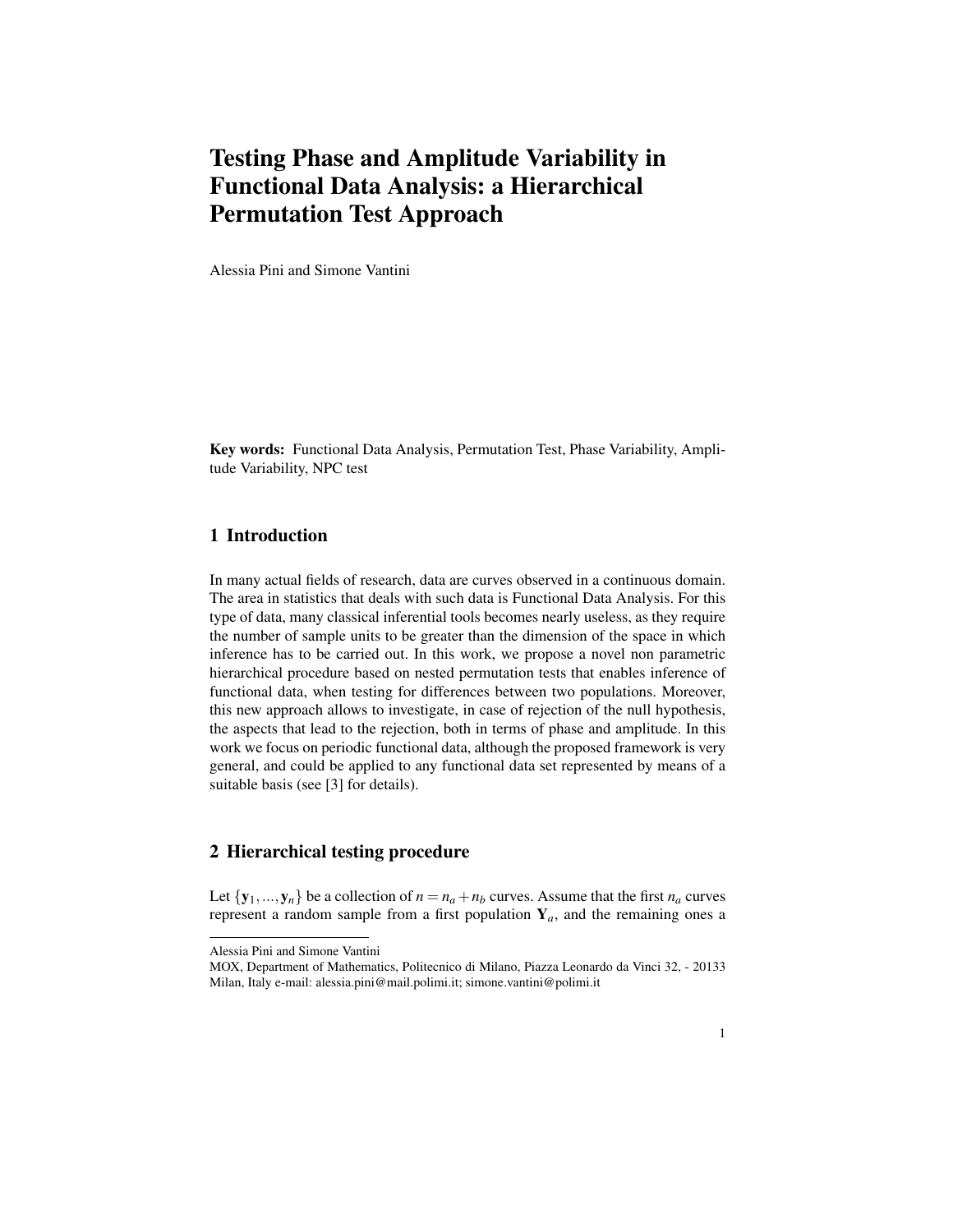# Testing Phase and Amplitude Variability in Functional Data Analysis: a Hierarchical Permutation Test Approach

Alessia Pini and Simone Vantini

**Key words:** Functional Data Analysis, Permutation Test, Phase Variability, Amplitude Variability, NPC test

## 1 Introduction

In many actual fields of research, data are curves observed in a continuous domain. The area in statistics that deals with such data is Functional Data Analysis. For this type of data, many classical inferential tools becomes nearly useless, as they require the number of sample units to be greater than the dimension of the space in which inference has to be carried out. In this work, we propose a novel non parametric hierarchical procedure based on nested permutation tests that enables inference of functional data, when testing for differences between two populations. Moreover, this new approach allows to investigate, in case of rejection of the null hypothesis, the aspects that lead to the rejection, both in terms of phase and amplitude. In this work we focus on periodic functional data, although the proposed framework is very general, and could be applied to any functional data set represented by means of a suitable basis (see [3] for details).

## 2 Hierarchical testing procedure

Let $\{\mathbf{y}_1, ..., \mathbf{y}_n\}$ be a collection of $n = n_a + n_b$ curves. Assume that the first $n_a$ curves represent a random sample from a first population $\mathbf{Y}_a$, and the remaining ones a

---

Alessia Pini and Simone Vantini
MOX, Department of Mathematics, Politecnico di Milano, Piazza Leonardo da Vinci 32, - 20133 Milan, Italy e-mail: alessia.pini@mail.polimi.it; simone.vantini@polimi.it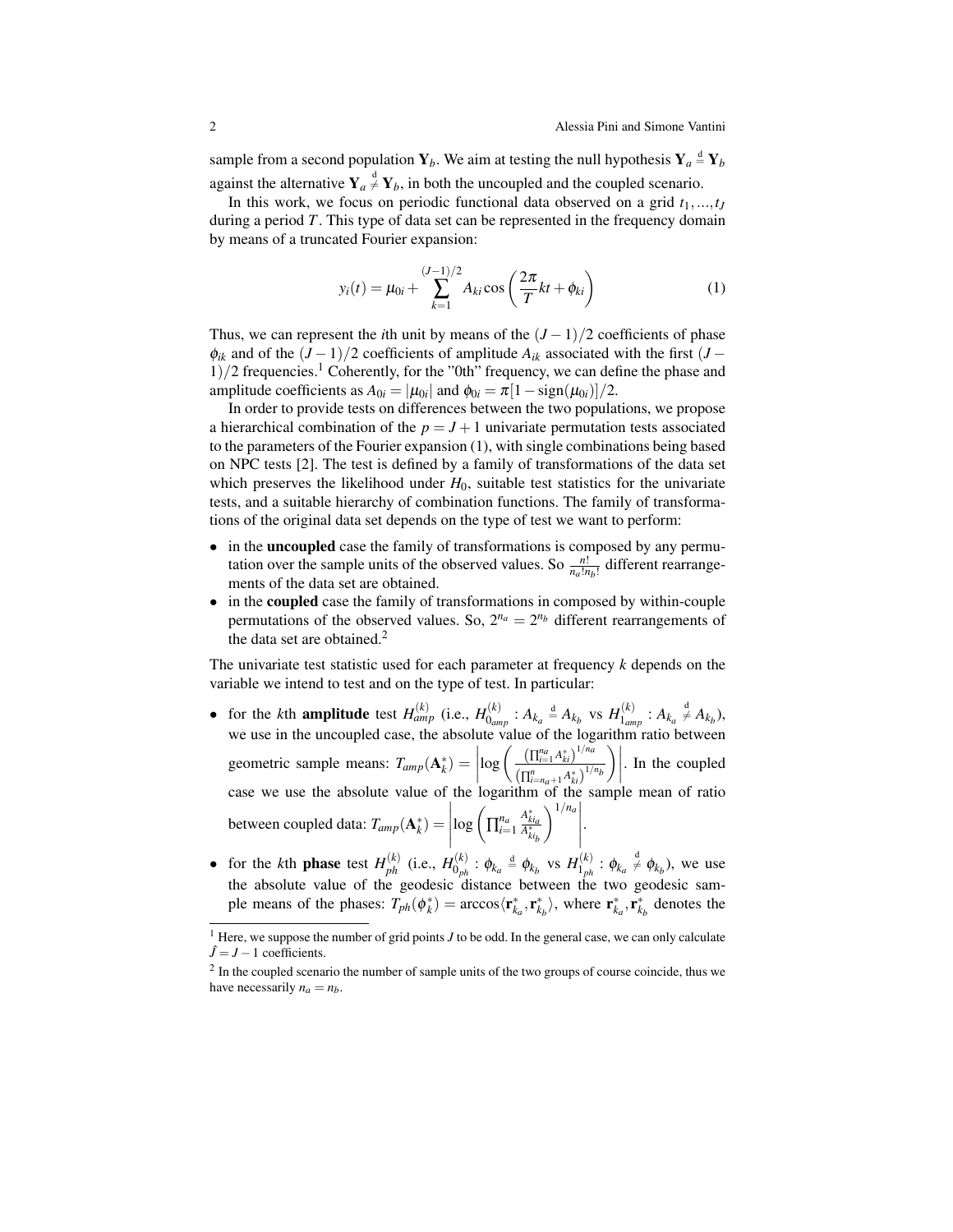sample from a second population $\mathbf{Y}_b$. We aim at testing the null hypothesis $\mathbf{Y}_a \stackrel{d}{=} \mathbf{Y}_b$ against the alternative $\mathbf{Y}_a \stackrel{d}{\neq} \mathbf{Y}_b$, in both the uncoupled and the coupled scenario.

In this work, we focus on periodic functional data observed on a grid $t_1, ..., t_J$ during a period $T$. This type of data set can be represented in the frequency domain by means of a truncated Fourier expansion:

$$y_i(t) = \mu_{0i} + \sum_{k=1}^{(J-1)/2} A_{ki} \cos\left(\frac{2\pi}{T}kt + \phi_{ki}\right) \tag{1}$$

Thus, we can represent the $i$th unit by means of the $(J-1)/2$ coefficients of phase $\phi_{ik}$ and of the $(J-1)/2$ coefficients of amplitude $A_{ik}$ associated with the first $(J-1)/2$ frequencies.[1] Coherently, for the "0th" frequency, we can define the phase and amplitude coefficients as $A_{0i} = |\mu_{0i}|$ and $\phi_{0i} = \pi[1 - \text{sign}(\mu_{0i})]/2$.

In order to provide tests on differences between the two populations, we propose a hierarchical combination of the $p = J+1$ univariate permutation tests associated to the parameters of the Fourier expansion (1), with single combinations being based on NPC tests [2]. The test is defined by a family of transformations of the data set which preserves the likelihood under $H_0$, suitable test statistics for the univariate tests, and a suitable hierarchy of combination functions. The family of transformations of the original data set depends on the type of test we want to perform:

- in the **uncoupled** case the family of transformations is composed by any permutation over the sample units of the observed values. So $\frac{n!}{n_a! n_b!}$ different rearrangements of the data set are obtained.
- in the **coupled** case the family of transformations in composed by within-couple permutations of the observed values. So, $2^{n_a} = 2^{n_b}$ different rearrangements of the data set are obtained.[2]

The univariate test statistic used for each parameter at frequency $k$ depends on the variable we intend to test and on the type of test. In particular:

- for the $k$th **amplitude** test $H_{amp}^{(k)}$ (i.e., $H_{0_{amp}}^{(k)} : A_{k_a} \stackrel{d}{=} A_{k_b}$ vs $H_{1_{amp}}^{(k)} : A_{k_a} \stackrel{d}{\neq} A_{k_b}$), we use in the uncoupled case, the absolute value of the logarithm ratio between geometric sample means: $T_{amp}(\mathbf{A}_k^*) = \left| \log\left( \frac{\left(\prod_{i=1}^{n_a} A_{ki}^*\right)^{1/n_a}}{\left(\prod_{i=n_a+1}^{n} A_{ki}^*\right)^{1/n_b}} \right) \right|$. In the coupled case we use the absolute value of the logarithm of the sample mean of ratio between coupled data: $T_{amp}(\mathbf{A}_k^*) = \left| \log\left( \prod_{i=1}^{n_a} \frac{A_{ki_a}^*}{A_{ki_b}^*} \right)^{1/n_a} \right|$.
- for the $k$th **phase** test $H_{ph}^{(k)}$ (i.e., $H_{0_{ph}}^{(k)} : \phi_{k_a} \stackrel{d}{=} \phi_{k_b}$ vs $H_{1_{ph}}^{(k)} : \phi_{k_a} \stackrel{d}{\neq} \phi_{k_b}$), we use the absolute value of the geodesic distance between the two geodesic sample means of the phases: $T_{ph}(\phi_k^*) = \arccos\langle \mathbf{r}_{k_a}^*, \mathbf{r}_{k_b}^* \rangle$, where $\mathbf{r}_{k_a}^*, \mathbf{r}_{k_b}^*$ denotes the

[1] Here, we suppose the number of grid points $J$ to be odd. In the general case, we can only calculate $\hat{J} = J - 1$ coefficients.

[2] In the coupled scenario the number of sample units of the two groups of course coincide, thus we have necessarily $n_a = n_b$.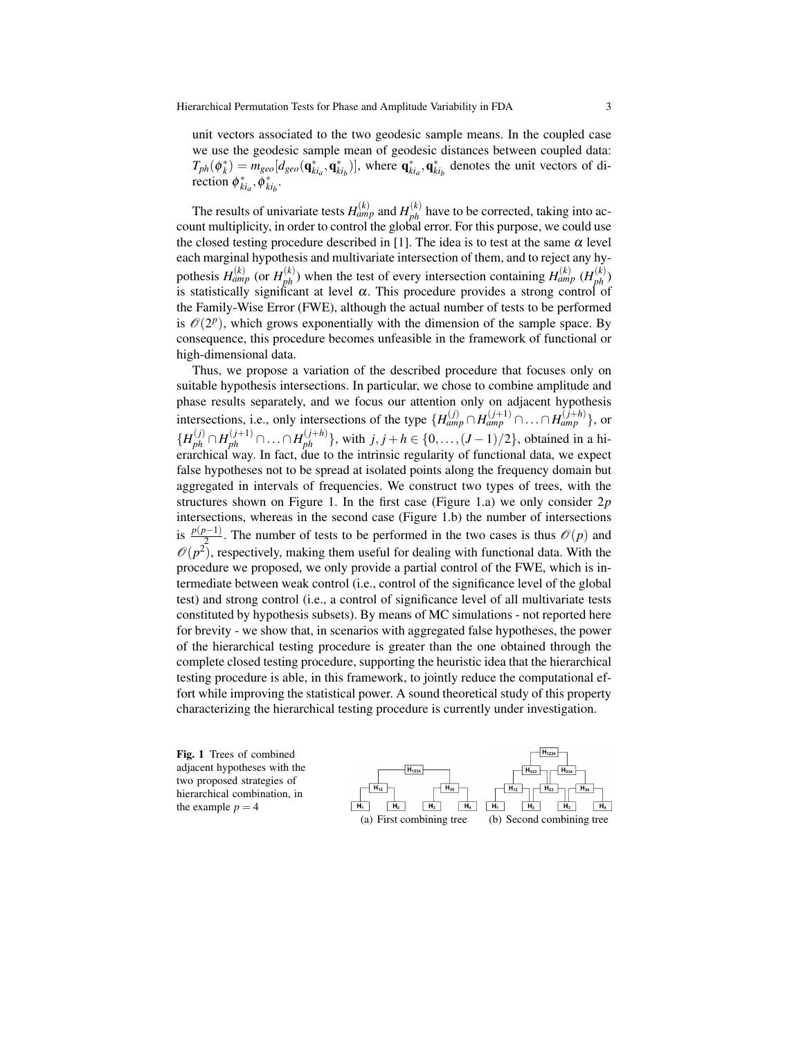unit vectors associated to the two geodesic sample means. In the coupled case we use the geodesic sample mean of geodesic distances between coupled data: $T_{ph}(\phi_k^*) = m_{geo}[d_{geo}(\mathbf{q}_{ki_a}^*, \mathbf{q}_{ki_b}^*)]$, where $\mathbf{q}_{ki_a}^*, \mathbf{q}_{ki_b}^*$ denotes the unit vectors of direction $\phi_{ki_a}^*, \phi_{ki_b}^*$.

The results of univariate tests $H_{amp}^{(k)}$ and $H_{ph}^{(k)}$ have to be corrected, taking into account multiplicity, in order to control the global error. For this purpose, we could use the closed testing procedure described in [1]. The idea is to test at the same $\alpha$ level each marginal hypothesis and multivariate intersection of them, and to reject any hypothesis $H_{amp}^{(k)}$ (or $H_{ph}^{(k)}$) when the test of every intersection containing $H_{amp}^{(k)}$ ($H_{ph}^{(k)}$) is statistically significant at level $\alpha$. This procedure provides a strong control of the Family-Wise Error (FWE), although the actual number of tests to be performed is $\mathscr{O}(2^p)$, which grows exponentially with the dimension of the sample space. By consequence, this procedure becomes unfeasible in the framework of functional or high-dimensional data.

Thus, we propose a variation of the described procedure that focuses only on suitable hypothesis intersections. In particular, we chose to combine amplitude and phase results separately, and we focus our attention only on adjacent hypothesis intersections, i.e., only intersections of the type $\{H_{amp}^{(j)} \cap H_{amp}^{(j+1)} \cap \ldots \cap H_{amp}^{(j+h)}\}$, or $\{H_{ph}^{(j)} \cap H_{ph}^{(j+1)} \cap \ldots \cap H_{ph}^{(j+h)}\}$, with $j, j+h \in \{0, \ldots, (J-1)/2\}$, obtained in a hierarchical way. In fact, due to the intrinsic regularity of functional data, we expect false hypotheses not to be spread at isolated points along the frequency domain but aggregated in intervals of frequencies. We construct two types of trees, with the structures shown on Figure 1. In the first case (Figure 1.a) we only consider $2p$ intersections, whereas in the second case (Figure 1.b) the number of intersections is $\frac{p(p-1)}{2}$. The number of tests to be performed in the two cases is thus $\mathscr{O}(p)$ and $\mathscr{O}(p^2)$, respectively, making them useful for dealing with functional data. With the procedure we proposed, we only provide a partial control of the FWE, which is intermediate between weak control (i.e., control of the significance level of the global test) and strong control (i.e., a control of significance level of all multivariate tests constituted by hypothesis subsets). By means of MC simulations - not reported here for brevity - we show that, in scenarios with aggregated false hypotheses, the power of the hierarchical testing procedure is greater than the one obtained through the complete closed testing procedure, supporting the heuristic idea that the hierarchical testing procedure is able, in this framework, to jointly reduce the computational effort while improving the statistical power. A sound theoretical study of this property characterizing the hierarchical testing procedure is currently under investigation.

**Fig. 1** Trees of combined adjacent hypotheses with the two proposed strategies of hierarchical combination, in the example $p = 4$

(a) First combining tree (b) Second combining tree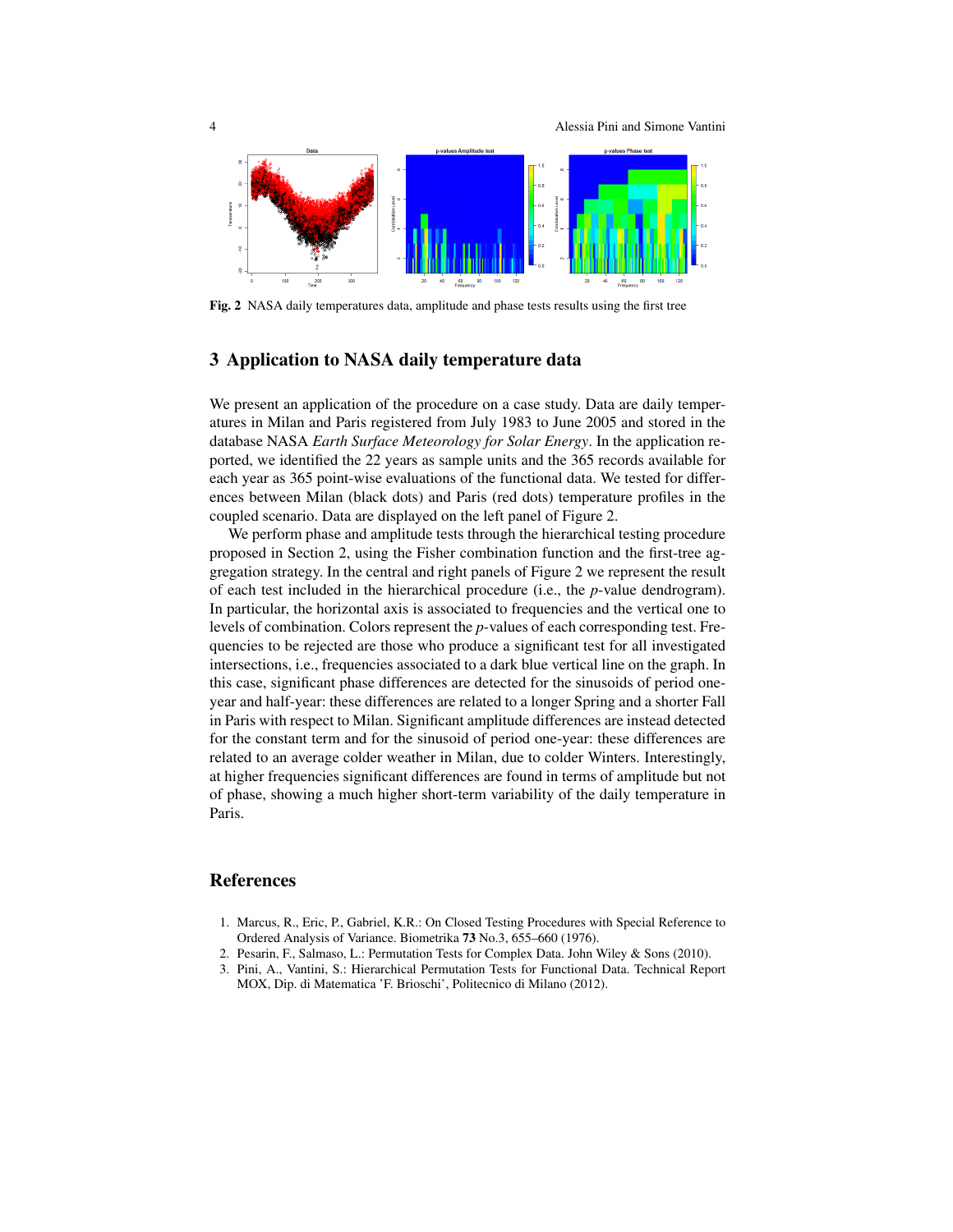Data

Temperature

Time

p-values Amplitude test

Combination Level

Frequency

p-values Phase test

Combination Level

Frequency

**Fig. 2** NASA daily temperatures data, amplitude and phase tests results using the first tree

## 3 Application to NASA daily temperature data

We present an application of the procedure on a case study. Data are daily temperatures in Milan and Paris registered from July 1983 to June 2005 and stored in the database NASA *Earth Surface Meteorology for Solar Energy*. In the application reported, we identified the 22 years as sample units and the 365 records available for each year as 365 point-wise evaluations of the functional data. We tested for differences between Milan (black dots) and Paris (red dots) temperature profiles in the coupled scenario. Data are displayed on the left panel of Figure 2.

We perform phase and amplitude tests through the hierarchical testing procedure proposed in Section 2, using the Fisher combination function and the first-tree aggregation strategy. In the central and right panels of Figure 2 we represent the result of each test included in the hierarchical procedure (i.e., the $p$-value dendrogram). In particular, the horizontal axis is associated to frequencies and the vertical one to levels of combination. Colors represent the $p$-values of each corresponding test. Frequencies to be rejected are those who produce a significant test for all investigated intersections, i.e., frequencies associated to a dark blue vertical line on the graph. In this case, significant phase differences are detected for the sinusoids of period one-year and half-year: these differences are related to a longer Spring and a shorter Fall in Paris with respect to Milan. Significant amplitude differences are instead detected for the constant term and for the sinusoid of period one-year: these differences are related to an average colder weather in Milan, due to colder Winters. Interestingly, at higher frequencies significant differences are found in terms of amplitude but not of phase, showing a much higher short-term variability of the daily temperature in Paris.

## References

1. Marcus, R., Eric, P., Gabriel, K.R.: On Closed Testing Procedures with Special Reference to Ordered Analysis of Variance. Biometrika **73** No.3, 655–660 (1976).
2. Pesarin, F., Salmaso, L.: Permutation Tests for Complex Data. John Wiley & Sons (2010).
3. Pini, A., Vantini, S.: Hierarchical Permutation Tests for Functional Data. Technical Report MOX, Dip. di Matematica 'F. Brioschi', Politecnico di Milano (2012).